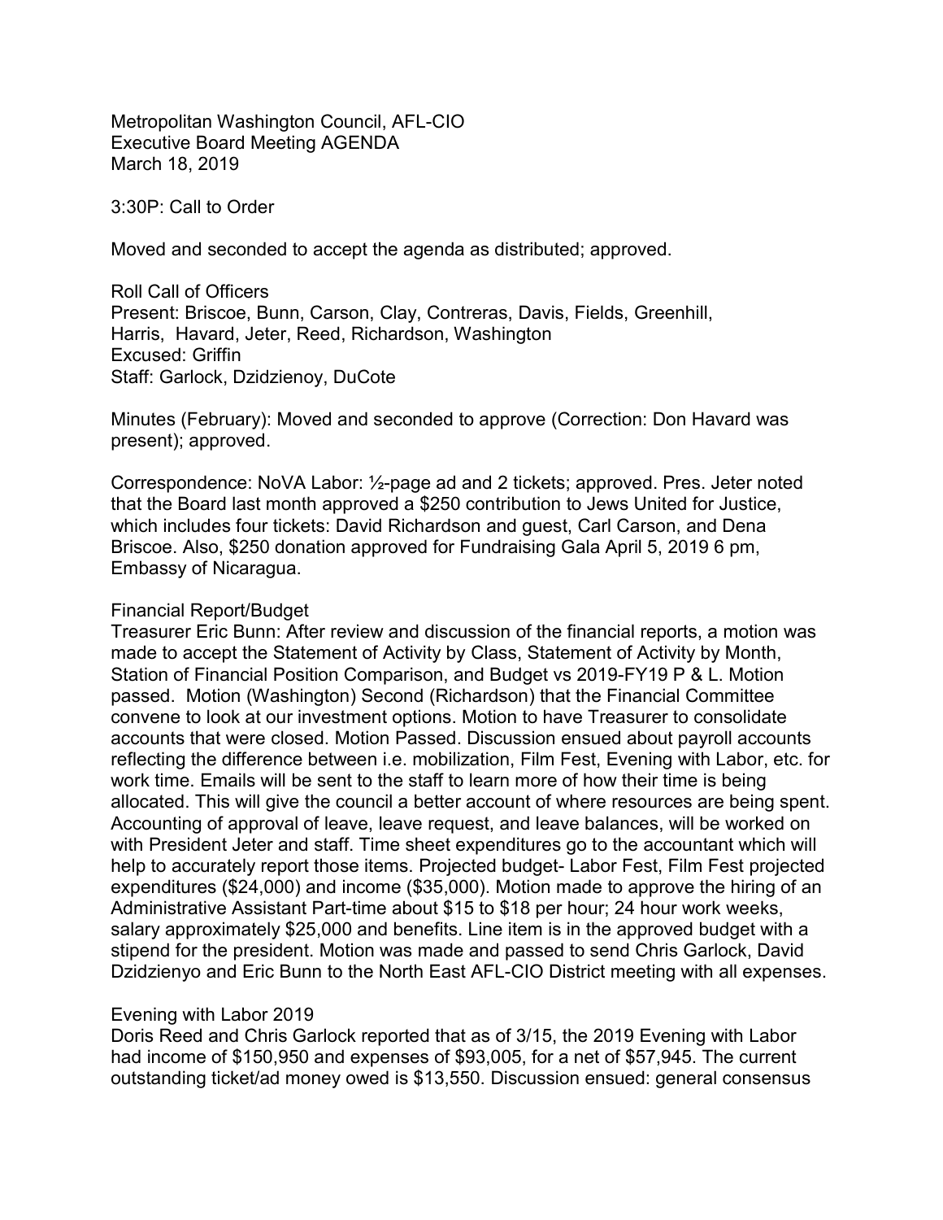Metropolitan Washington Council, AFL-CIO
Executive Board Meeting AGENDA
March 18, 2019

3:30P: Call to Order

Moved and seconded to accept the agenda as distributed; approved.

Roll Call of Officers
Present: Briscoe, Bunn, Carson, Clay, Contreras, Davis, Fields, Greenhill, Harris, Havard, Jeter, Reed, Richardson, Washington
Excused: Griffin
Staff: Garlock, Dzidzienoy, DuCote

Minutes (February): Moved and seconded to approve (Correction: Don Havard was present); approved.

Correspondence: NoVA Labor: ½-page ad and 2 tickets; approved. Pres. Jeter noted that the Board last month approved a $250 contribution to Jews United for Justice, which includes four tickets: David Richardson and guest, Carl Carson, and Dena Briscoe. Also, $250 donation approved for Fundraising Gala April 5, 2019 6 pm, Embassy of Nicaragua.

Financial Report/Budget
Treasurer Eric Bunn: After review and discussion of the financial reports, a motion was made to accept the Statement of Activity by Class, Statement of Activity by Month, Station of Financial Position Comparison, and Budget vs 2019-FY19 P & L. Motion passed. Motion (Washington) Second (Richardson) that the Financial Committee convene to look at our investment options. Motion to have Treasurer to consolidate accounts that were closed. Motion Passed. Discussion ensued about payroll accounts reflecting the difference between i.e. mobilization, Film Fest, Evening with Labor, etc. for work time. Emails will be sent to the staff to learn more of how their time is being allocated. This will give the council a better account of where resources are being spent. Accounting of approval of leave, leave request, and leave balances, will be worked on with President Jeter and staff. Time sheet expenditures go to the accountant which will help to accurately report those items. Projected budget- Labor Fest, Film Fest projected expenditures ($24,000) and income ($35,000). Motion made to approve the hiring of an Administrative Assistant Part-time about $15 to $18 per hour; 24 hour work weeks, salary approximately $25,000 and benefits. Line item is in the approved budget with a stipend for the president. Motion was made and passed to send Chris Garlock, David Dzidzienyo and Eric Bunn to the North East AFL-CIO District meeting with all expenses.

Evening with Labor 2019
Doris Reed and Chris Garlock reported that as of 3/15, the 2019 Evening with Labor had income of $150,950 and expenses of $93,005, for a net of $57,945. The current outstanding ticket/ad money owed is $13,550. Discussion ensued: general consensus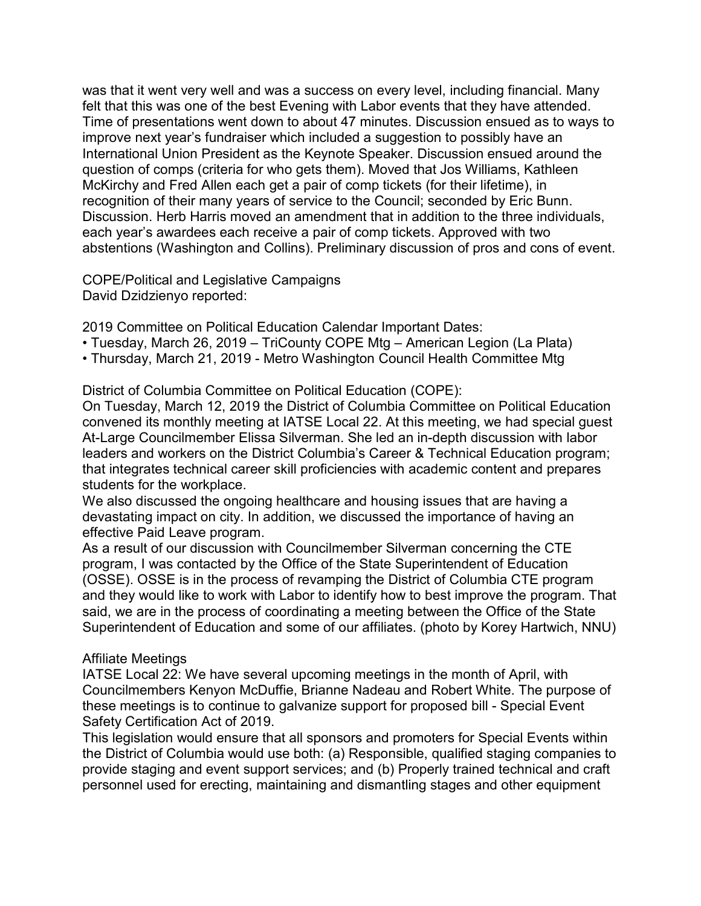was that it went very well and was a success on every level, including financial. Many felt that this was one of the best Evening with Labor events that they have attended. Time of presentations went down to about 47 minutes. Discussion ensued as to ways to improve next year's fundraiser which included a suggestion to possibly have an International Union President as the Keynote Speaker. Discussion ensued around the question of comps (criteria for who gets them). Moved that Jos Williams, Kathleen McKirchy and Fred Allen each get a pair of comp tickets (for their lifetime), in recognition of their many years of service to the Council; seconded by Eric Bunn. Discussion. Herb Harris moved an amendment that in addition to the three individuals, each year's awardees each receive a pair of comp tickets. Approved with two abstentions (Washington and Collins). Preliminary discussion of pros and cons of event.

COPE/Political and Legislative Campaigns
David Dzidzienyo reported:

2019 Committee on Political Education Calendar Important Dates:

- Tuesday, March 26, 2019 – TriCounty COPE Mtg – American Legion (La Plata)
- Thursday, March 21, 2019 - Metro Washington Council Health Committee Mtg

District of Columbia Committee on Political Education (COPE):
On Tuesday, March 12, 2019 the District of Columbia Committee on Political Education convened its monthly meeting at IATSE Local 22. At this meeting, we had special guest At-Large Councilmember Elissa Silverman. She led an in-depth discussion with labor leaders and workers on the District Columbia's Career & Technical Education program; that integrates technical career skill proficiencies with academic content and prepares students for the workplace.
We also discussed the ongoing healthcare and housing issues that are having a devastating impact on city. In addition, we discussed the importance of having an effective Paid Leave program.
As a result of our discussion with Councilmember Silverman concerning the CTE program, I was contacted by the Office of the State Superintendent of Education (OSSE). OSSE is in the process of revamping the District of Columbia CTE program and they would like to work with Labor to identify how to best improve the program. That said, we are in the process of coordinating a meeting between the Office of the State Superintendent of Education and some of our affiliates. (photo by Korey Hartwich, NNU)

Affiliate Meetings
IATSE Local 22: We have several upcoming meetings in the month of April, with Councilmembers Kenyon McDuffie, Brianne Nadeau and Robert White. The purpose of these meetings is to continue to galvanize support for proposed bill - Special Event Safety Certification Act of 2019.
This legislation would ensure that all sponsors and promoters for Special Events within the District of Columbia would use both: (a) Responsible, qualified staging companies to provide staging and event support services; and (b) Properly trained technical and craft personnel used for erecting, maintaining and dismantling stages and other equipment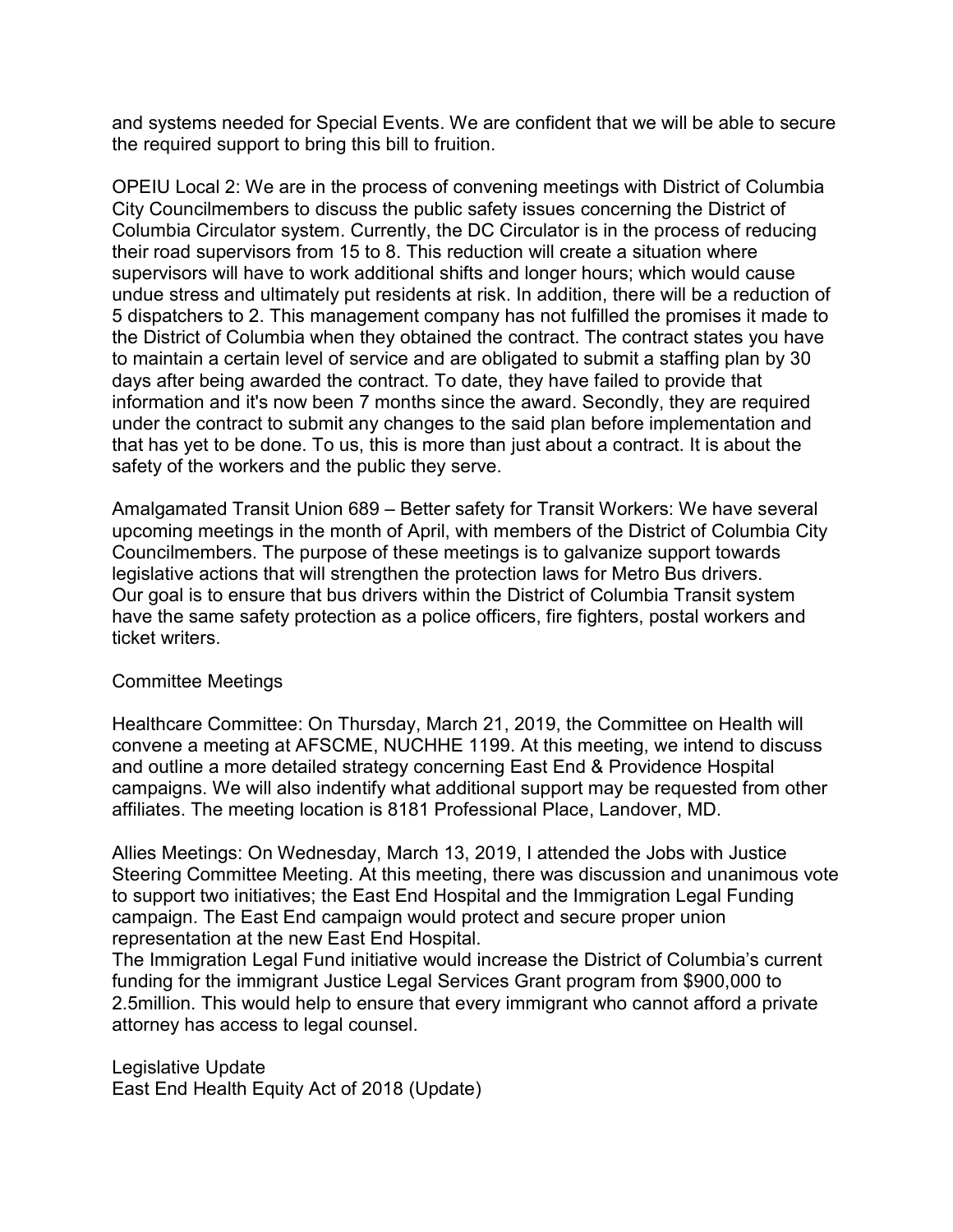and systems needed for Special Events. We are confident that we will be able to secure the required support to bring this bill to fruition.

OPEIU Local 2: We are in the process of convening meetings with District of Columbia City Councilmembers to discuss the public safety issues concerning the District of Columbia Circulator system. Currently, the DC Circulator is in the process of reducing their road supervisors from 15 to 8. This reduction will create a situation where supervisors will have to work additional shifts and longer hours; which would cause undue stress and ultimately put residents at risk. In addition, there will be a reduction of 5 dispatchers to 2. This management company has not fulfilled the promises it made to the District of Columbia when they obtained the contract. The contract states you have to maintain a certain level of service and are obligated to submit a staffing plan by 30 days after being awarded the contract. To date, they have failed to provide that information and it's now been 7 months since the award. Secondly, they are required under the contract to submit any changes to the said plan before implementation and that has yet to be done. To us, this is more than just about a contract. It is about the safety of the workers and the public they serve.

Amalgamated Transit Union 689 – Better safety for Transit Workers: We have several upcoming meetings in the month of April, with members of the District of Columbia City Councilmembers. The purpose of these meetings is to galvanize support towards legislative actions that will strengthen the protection laws for Metro Bus drivers. Our goal is to ensure that bus drivers within the District of Columbia Transit system have the same safety protection as a police officers, fire fighters, postal workers and ticket writers.

Committee Meetings

Healthcare Committee: On Thursday, March 21, 2019, the Committee on Health will convene a meeting at AFSCME, NUCHHE 1199. At this meeting, we intend to discuss and outline a more detailed strategy concerning East End & Providence Hospital campaigns. We will also indentify what additional support may be requested from other affiliates. The meeting location is 8181 Professional Place, Landover, MD.

Allies Meetings: On Wednesday, March 13, 2019, I attended the Jobs with Justice Steering Committee Meeting. At this meeting, there was discussion and unanimous vote to support two initiatives; the East End Hospital and the Immigration Legal Funding campaign. The East End campaign would protect and secure proper union representation at the new East End Hospital.
The Immigration Legal Fund initiative would increase the District of Columbia's current funding for the immigrant Justice Legal Services Grant program from $900,000 to 2.5million. This would help to ensure that every immigrant who cannot afford a private attorney has access to legal counsel.

Legislative Update
East End Health Equity Act of 2018 (Update)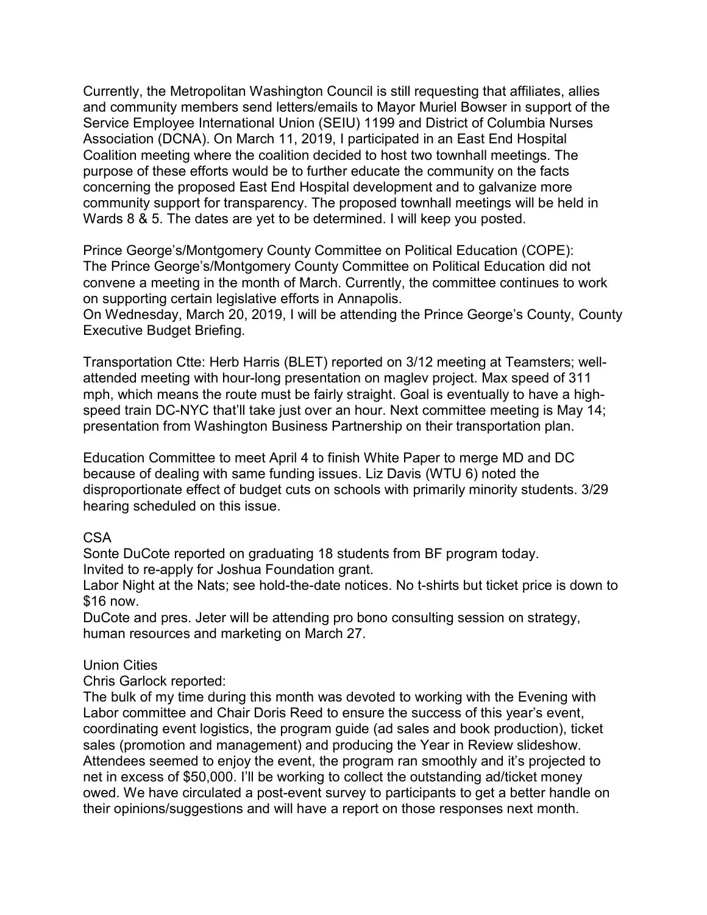Currently, the Metropolitan Washington Council is still requesting that affiliates, allies and community members send letters/emails to Mayor Muriel Bowser in support of the Service Employee International Union (SEIU) 1199 and District of Columbia Nurses Association (DCNA). On March 11, 2019, I participated in an East End Hospital Coalition meeting where the coalition decided to host two townhall meetings. The purpose of these efforts would be to further educate the community on the facts concerning the proposed East End Hospital development and to galvanize more community support for transparency. The proposed townhall meetings will be held in Wards 8 & 5. The dates are yet to be determined. I will keep you posted.

Prince George's/Montgomery County Committee on Political Education (COPE):
The Prince George's/Montgomery County Committee on Political Education did not convene a meeting in the month of March. Currently, the committee continues to work on supporting certain legislative efforts in Annapolis.
On Wednesday, March 20, 2019, I will be attending the Prince George's County, County Executive Budget Briefing.

Transportation Ctte: Herb Harris (BLET) reported on 3/12 meeting at Teamsters; well-attended meeting with hour-long presentation on maglev project. Max speed of 311 mph, which means the route must be fairly straight. Goal is eventually to have a high-speed train DC-NYC that'll take just over an hour. Next committee meeting is May 14; presentation from Washington Business Partnership on their transportation plan.

Education Committee to meet April 4 to finish White Paper to merge MD and DC because of dealing with same funding issues. Liz Davis (WTU 6) noted the disproportionate effect of budget cuts on schools with primarily minority students. 3/29 hearing scheduled on this issue.

CSA
Sonte DuCote reported on graduating 18 students from BF program today.
Invited to re-apply for Joshua Foundation grant.
Labor Night at the Nats; see hold-the-date notices. No t-shirts but ticket price is down to $16 now.
DuCote and pres. Jeter will be attending pro bono consulting session on strategy, human resources and marketing on March 27.

Union Cities
Chris Garlock reported:
The bulk of my time during this month was devoted to working with the Evening with Labor committee and Chair Doris Reed to ensure the success of this year's event, coordinating event logistics, the program guide (ad sales and book production), ticket sales (promotion and management) and producing the Year in Review slideshow. Attendees seemed to enjoy the event, the program ran smoothly and it's projected to net in excess of $50,000. I'll be working to collect the outstanding ad/ticket money owed. We have circulated a post-event survey to participants to get a better handle on their opinions/suggestions and will have a report on those responses next month.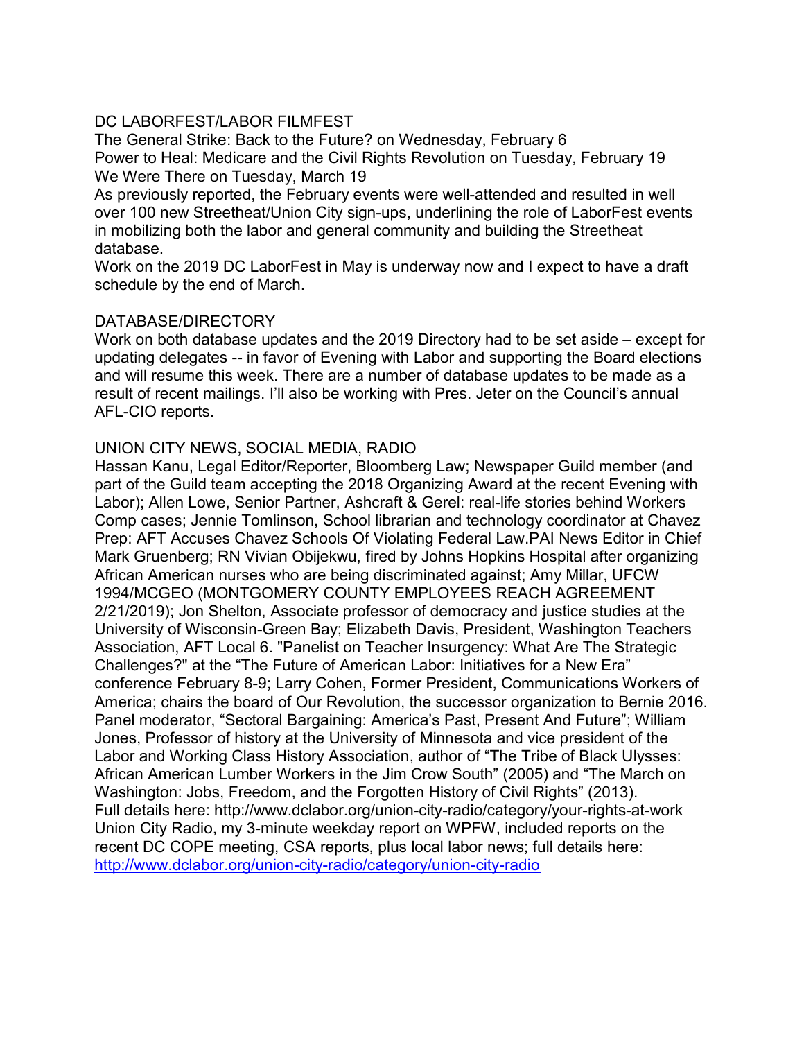## DC LABORFEST/LABOR FILMFEST

The General Strike: Back to the Future? on Wednesday, February 6
Power to Heal: Medicare and the Civil Rights Revolution on Tuesday, February 19
We Were There on Tuesday, March 19

As previously reported, the February events were well-attended and resulted in well over 100 new Streetheat/Union City sign-ups, underlining the role of LaborFest events in mobilizing both the labor and general community and building the Streetheat database.

Work on the 2019 DC LaborFest in May is underway now and I expect to have a draft schedule by the end of March.

## DATABASE/DIRECTORY

Work on both database updates and the 2019 Directory had to be set aside – except for updating delegates -- in favor of Evening with Labor and supporting the Board elections and will resume this week. There are a number of database updates to be made as a result of recent mailings. I'll also be working with Pres. Jeter on the Council's annual AFL-CIO reports.

## UNION CITY NEWS, SOCIAL MEDIA, RADIO

Hassan Kanu, Legal Editor/Reporter, Bloomberg Law; Newspaper Guild member (and part of the Guild team accepting the 2018 Organizing Award at the recent Evening with Labor); Allen Lowe, Senior Partner, Ashcraft & Gerel: real-life stories behind Workers Comp cases; Jennie Tomlinson, School librarian and technology coordinator at Chavez Prep: AFT Accuses Chavez Schools Of Violating Federal Law.PAI News Editor in Chief Mark Gruenberg; RN Vivian Obijekwu, fired by Johns Hopkins Hospital after organizing African American nurses who are being discriminated against; Amy Millar, UFCW 1994/MCGEO (MONTGOMERY COUNTY EMPLOYEES REACH AGREEMENT 2/21/2019); Jon Shelton, Associate professor of democracy and justice studies at the University of Wisconsin-Green Bay; Elizabeth Davis, President, Washington Teachers Association, AFT Local 6. "Panelist on Teacher Insurgency: What Are The Strategic Challenges?" at the "The Future of American Labor: Initiatives for a New Era" conference February 8-9; Larry Cohen, Former President, Communications Workers of America; chairs the board of Our Revolution, the successor organization to Bernie 2016. Panel moderator, "Sectoral Bargaining: America's Past, Present And Future"; William Jones, Professor of history at the University of Minnesota and vice president of the Labor and Working Class History Association, author of "The Tribe of Black Ulysses: African American Lumber Workers in the Jim Crow South" (2005) and "The March on Washington: Jobs, Freedom, and the Forgotten History of Civil Rights" (2013). Full details here: http://www.dclabor.org/union-city-radio/category/your-rights-at-work

Union City Radio, my 3-minute weekday report on WPFW, included reports on the recent DC COPE meeting, CSA reports, plus local labor news; full details here: [http://www.dclabor.org/union-city-radio/category/union-city-radio](http://www.dclabor.org/union-city-radio/category/union-city-radio)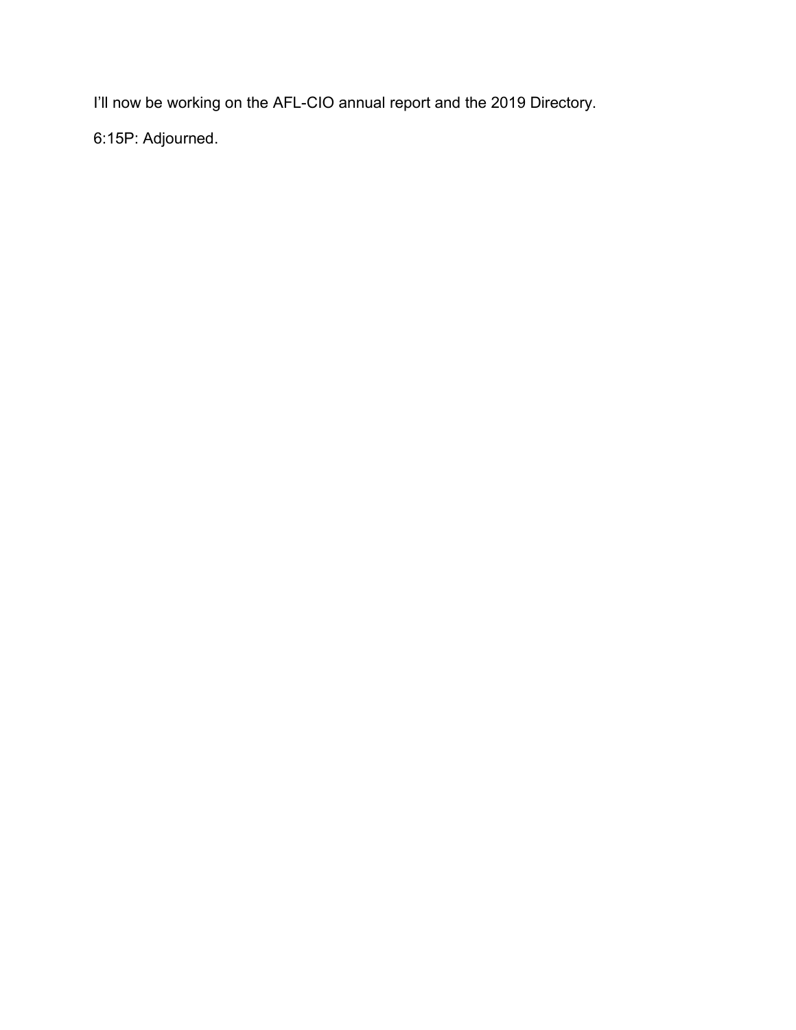I’ll now be working on the AFL-CIO annual report and the 2019 Directory.

6:15P: Adjourned.